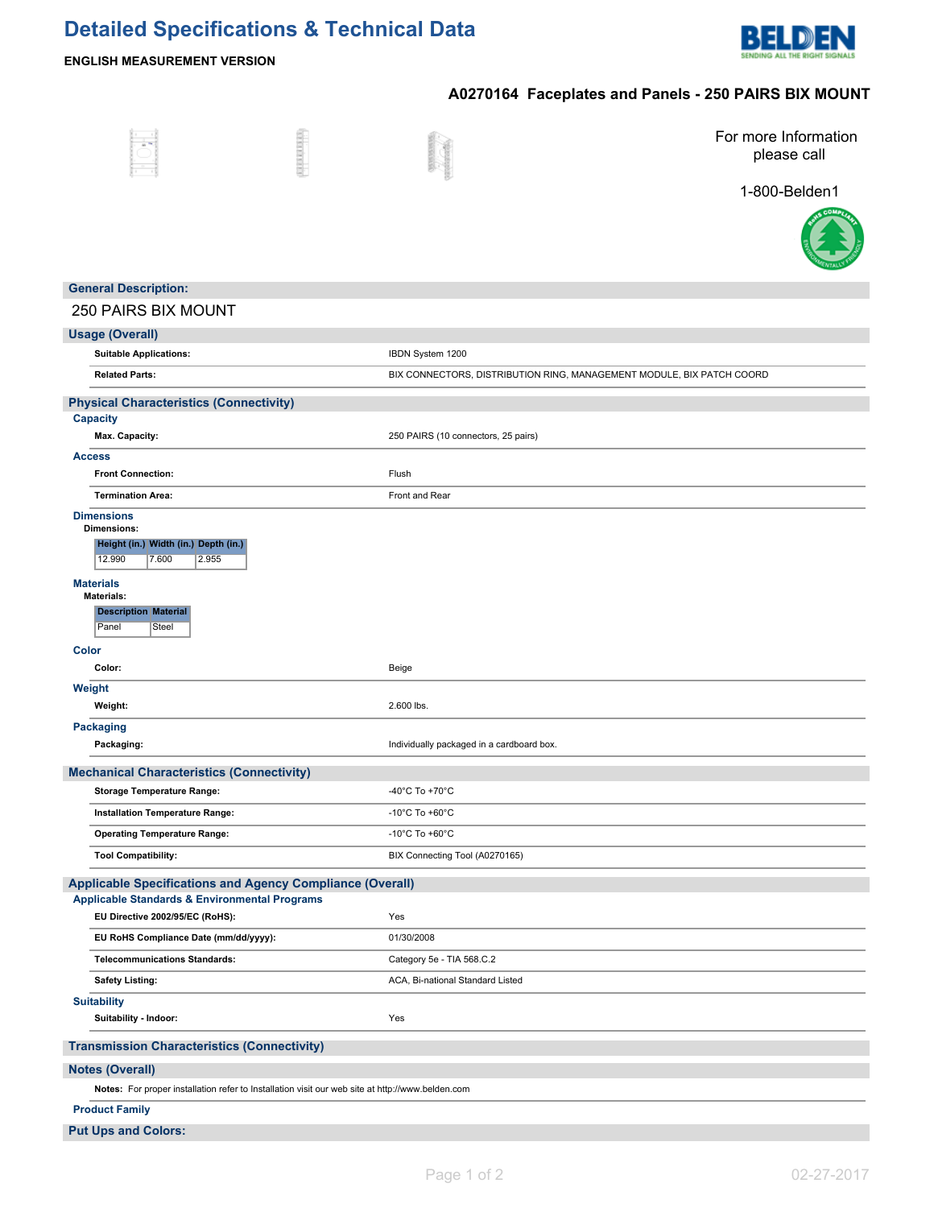# Detailed Specifications & Technical Data

**ENGLISH MEASUREMENT VERSION**

## A0270164 Faceplates and Panels - 250 PAIRS BIX MOUNT

For more Information please call

1-800-Belden1

## General Description:

250 PAIRS BIX MOUNT

## Usage (Overall)

| | |
|---|---|
| **Suitable Applications:** | IBDN System 1200 |
| **Related Parts:** | BIX CONNECTORS, DISTRIBUTION RING, MANAGEMENT MODULE, BIX PATCH COORD |

## Physical Characteristics (Connectivity)

### Capacity

| | |
|---|---|
| **Max. Capacity:** | 250 PAIRS (10 connectors, 25 pairs) |

### Access

| | |
|---|---|
| **Front Connection:** | Flush |
| **Termination Area:** | Front and Rear |

### Dimensions

**Dimensions:**

| Height (in.) | Width (in.) | Depth (in.) |
|---|---|---|
| 12.990 | 7.600 | 2.955 |

### Materials

**Materials:**

| Description | Material |
|---|---|
| Panel | Steel |

### Color

| | |
|---|---|
| **Color:** | Beige |

### Weight

| | |
|---|---|
| **Weight:** | 2.600 lbs. |

### Packaging

| | |
|---|---|
| **Packaging:** | Individually packaged in a cardboard box. |

## Mechanical Characteristics (Connectivity)

| | |
|---|---|
| **Storage Temperature Range:** | -40°C To +70°C |
| **Installation Temperature Range:** | -10°C To +60°C |
| **Operating Temperature Range:** | -10°C To +60°C |
| **Tool Compatibility:** | BIX Connecting Tool (A0270165) |

## Applicable Specifications and Agency Compliance (Overall)

### Applicable Standards & Environmental Programs

| | |
|---|---|
| **EU Directive 2002/95/EC (RoHS):** | Yes |
| **EU RoHS Compliance Date (mm/dd/yyyy):** | 01/30/2008 |
| **Telecommunications Standards:** | Category 5e - TIA 568.C.2 |
| **Safety Listing:** | ACA, Bi-national Standard Listed |

### Suitability

| | |
|---|---|
| **Suitability - Indoor:** | Yes |

## Transmission Characteristics (Connectivity)

## Notes (Overall)

**Notes:** For proper installation refer to Installation visit our web site at http://www.belden.com

### Product Family

## Put Ups and Colors: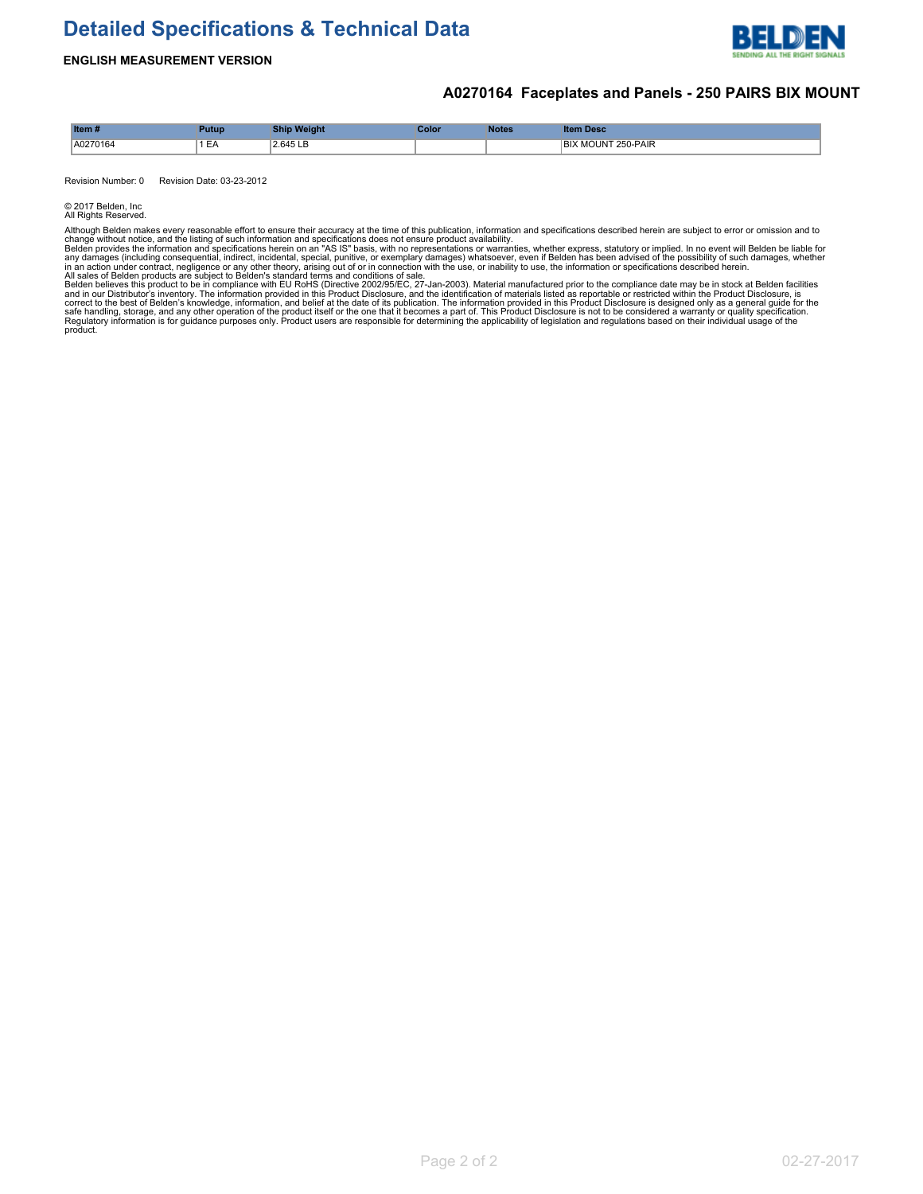# Detailed Specifications & Technical Data

**ENGLISH MEASUREMENT VERSION**

## A0270164 Faceplates and Panels - 250 PAIRS BIX MOUNT

| Item # | Putup | Ship Weight | Color | Notes | Item Desc |
|---|---|---|---|---|---|
| A0270164 | 1 EA | 2.645 LB | | | BIX MOUNT 250-PAIR |

Revision Number: 0 Revision Date: 03-23-2012

© 2017 Belden, Inc
All Rights Reserved.

Although Belden makes every reasonable effort to ensure their accuracy at the time of this publication, information and specifications described herein are subject to error or omission and to change without notice, and the listing of such information and specifications does not ensure product availability.
Belden provides the information and specifications herein on an "AS IS" basis, with no representations or warranties, whether express, statutory or implied. In no event will Belden be liable for any damages (including consequential, indirect, incidental, special, punitive, or exemplary damages) whatsoever, even if Belden has been advised of the possibility of such damages, whether in an action under contract, negligence or any other theory, arising out of or in connection with the use, or inability to use, the information or specifications described herein.
All sales of Belden products are subject to Belden's standard terms and conditions of sale.
Belden believes this product to be in compliance with EU RoHS (Directive 2002/95/EC, 27-Jan-2003). Material manufactured prior to the compliance date may be in stock at Belden facilities and in our Distributor's inventory. The information provided in this Product Disclosure, and the identification of materials listed as reportable or restricted within the Product Disclosure, is correct to the best of Belden's knowledge, information, and belief at the date of its publication. The information provided in this Product Disclosure is designed only as a general guide for the safe handling, storage, and any other operation of the product itself or the one that it becomes a part of. This Product Disclosure is not to be considered a warranty or quality specification. Regulatory information is for guidance purposes only. Product users are responsible for determining the applicability of legislation and regulations based on their individual usage of the product.